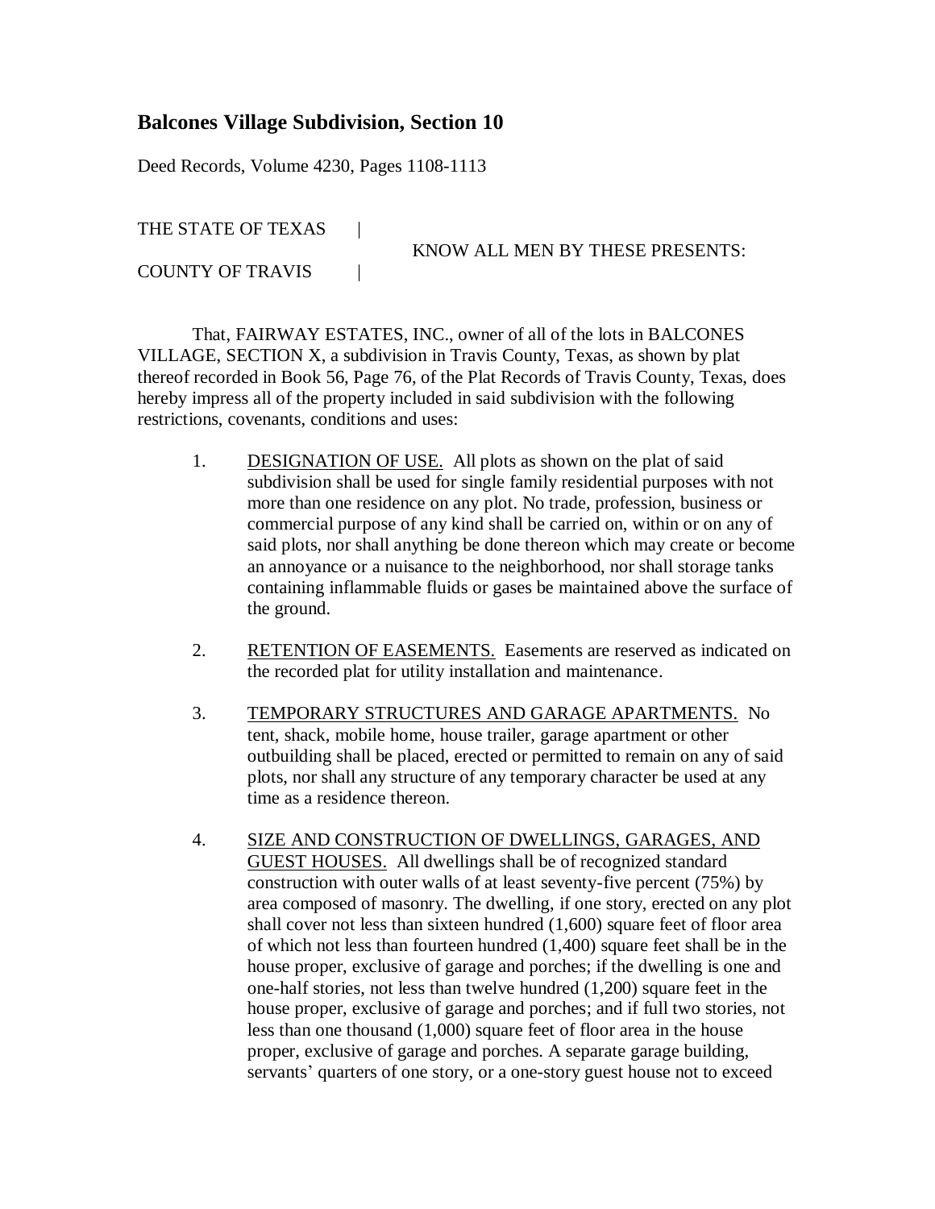## Balcones Village Subdivision, Section 10

Deed Records, Volume 4230, Pages 1108-1113

THE STATE OF TEXAS |
KNOW ALL MEN BY THESE PRESENTS:
COUNTY OF TRAVIS |

That, FAIRWAY ESTATES, INC., owner of all of the lots in BALCONES VILLAGE, SECTION X, a subdivision in Travis County, Texas, as shown by plat thereof recorded in Book 56, Page 76, of the Plat Records of Travis County, Texas, does hereby impress all of the property included in said subdivision with the following restrictions, covenants, conditions and uses:

1. <u>DESIGNATION OF USE.</u> All plots as shown on the plat of said subdivision shall be used for single family residential purposes with not more than one residence on any plot. No trade, profession, business or commercial purpose of any kind shall be carried on, within or on any of said plots, nor shall anything be done thereon which may create or become an annoyance or a nuisance to the neighborhood, nor shall storage tanks containing inflammable fluids or gases be maintained above the surface of the ground.

2. <u>RETENTION OF EASEMENTS.</u> Easements are reserved as indicated on the recorded plat for utility installation and maintenance.

3. <u>TEMPORARY STRUCTURES AND GARAGE APARTMENTS.</u> No tent, shack, mobile home, house trailer, garage apartment or other outbuilding shall be placed, erected or permitted to remain on any of said plots, nor shall any structure of any temporary character be used at any time as a residence thereon.

4. <u>SIZE AND CONSTRUCTION OF DWELLINGS, GARAGES, AND GUEST HOUSES.</u> All dwellings shall be of recognized standard construction with outer walls of at least seventy-five percent (75%) by area composed of masonry. The dwelling, if one story, erected on any plot shall cover not less than sixteen hundred (1,600) square feet of floor area of which not less than fourteen hundred (1,400) square feet shall be in the house proper, exclusive of garage and porches; if the dwelling is one and one-half stories, not less than twelve hundred (1,200) square feet in the house proper, exclusive of garage and porches; and if full two stories, not less than one thousand (1,000) square feet of floor area in the house proper, exclusive of garage and porches. A separate garage building, servants' quarters of one story, or a one-story guest house not to exceed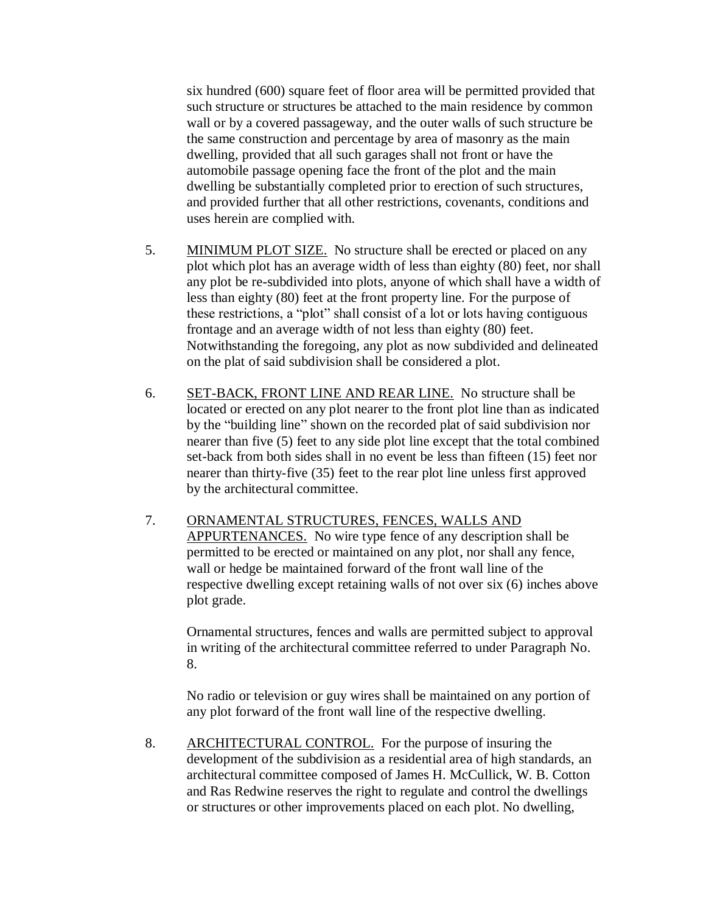six hundred (600) square feet of floor area will be permitted provided that such structure or structures be attached to the main residence by common wall or by a covered passageway, and the outer walls of such structure be the same construction and percentage by area of masonry as the main dwelling, provided that all such garages shall not front or have the automobile passage opening face the front of the plot and the main dwelling be substantially completed prior to erection of such structures, and provided further that all other restrictions, covenants, conditions and uses herein are complied with.

5. <u>MINIMUM PLOT SIZE.</u> No structure shall be erected or placed on any plot which plot has an average width of less than eighty (80) feet, nor shall any plot be re-subdivided into plots, anyone of which shall have a width of less than eighty (80) feet at the front property line. For the purpose of these restrictions, a "plot" shall consist of a lot or lots having contiguous frontage and an average width of not less than eighty (80) feet. Notwithstanding the foregoing, any plot as now subdivided and delineated on the plat of said subdivision shall be considered a plot.

6. <u>SET-BACK, FRONT LINE AND REAR LINE.</u> No structure shall be located or erected on any plot nearer to the front plot line than as indicated by the "building line" shown on the recorded plat of said subdivision nor nearer than five (5) feet to any side plot line except that the total combined set-back from both sides shall in no event be less than fifteen (15) feet nor nearer than thirty-five (35) feet to the rear plot line unless first approved by the architectural committee.

7. <u>ORNAMENTAL STRUCTURES, FENCES, WALLS AND APPURTENANCES.</u> No wire type fence of any description shall be permitted to be erected or maintained on any plot, nor shall any fence, wall or hedge be maintained forward of the front wall line of the respective dwelling except retaining walls of not over six (6) inches above plot grade.

   Ornamental structures, fences and walls are permitted subject to approval in writing of the architectural committee referred to under Paragraph No. 8.

   No radio or television or guy wires shall be maintained on any portion of any plot forward of the front wall line of the respective dwelling.

8. <u>ARCHITECTURAL CONTROL.</u> For the purpose of insuring the development of the subdivision as a residential area of high standards, an architectural committee composed of James H. McCullick, W. B. Cotton and Ras Redwine reserves the right to regulate and control the dwellings or structures or other improvements placed on each plot. No dwelling,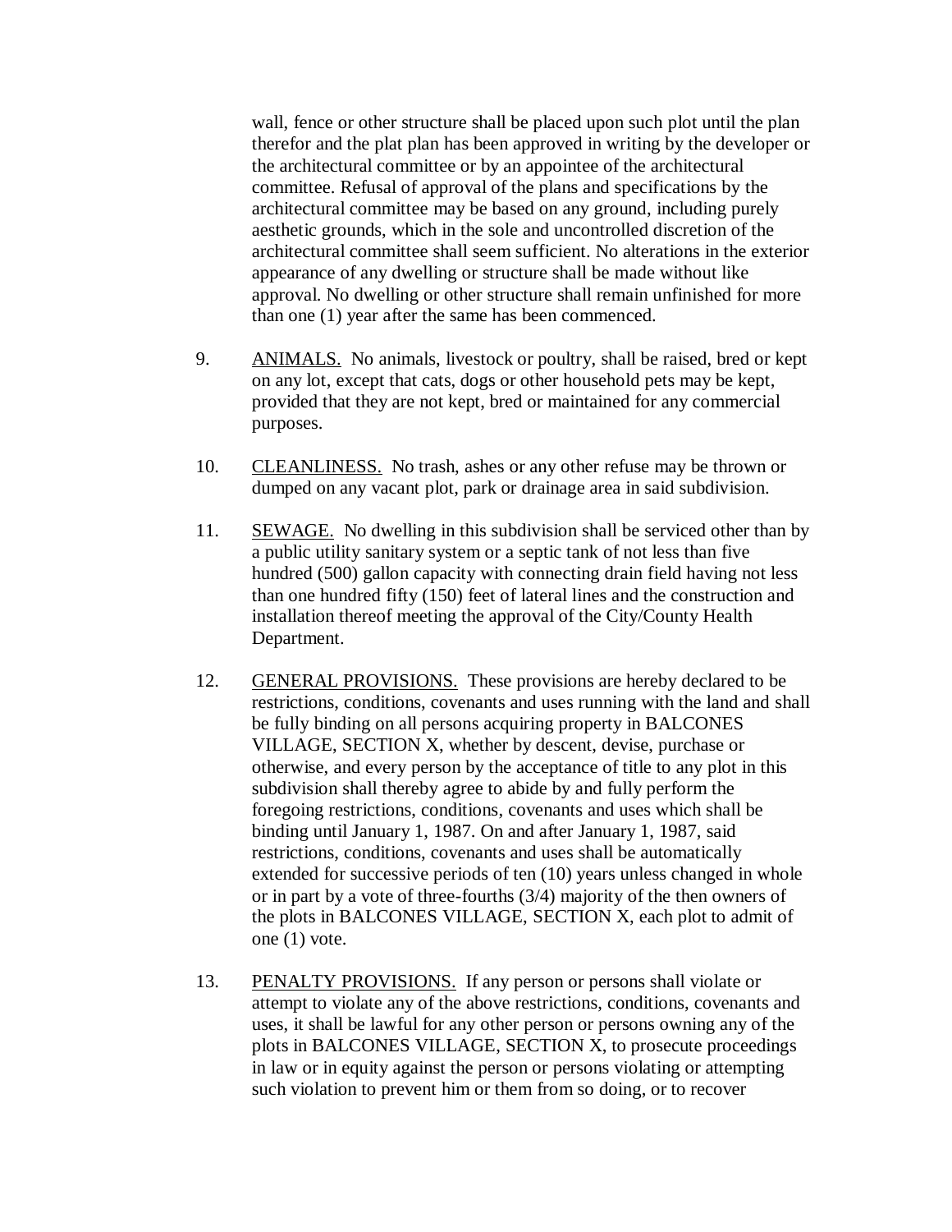wall, fence or other structure shall be placed upon such plot until the plan therefor and the plat plan has been approved in writing by the developer or the architectural committee or by an appointee of the architectural committee. Refusal of approval of the plans and specifications by the architectural committee may be based on any ground, including purely aesthetic grounds, which in the sole and uncontrolled discretion of the architectural committee shall seem sufficient. No alterations in the exterior appearance of any dwelling or structure shall be made without like approval. No dwelling or other structure shall remain unfinished for more than one (1) year after the same has been commenced.

9. ANIMALS. No animals, livestock or poultry, shall be raised, bred or kept on any lot, except that cats, dogs or other household pets may be kept, provided that they are not kept, bred or maintained for any commercial purposes.

10. CLEANLINESS. No trash, ashes or any other refuse may be thrown or dumped on any vacant plot, park or drainage area in said subdivision.

11. SEWAGE. No dwelling in this subdivision shall be serviced other than by a public utility sanitary system or a septic tank of not less than five hundred (500) gallon capacity with connecting drain field having not less than one hundred fifty (150) feet of lateral lines and the construction and installation thereof meeting the approval of the City/County Health Department.

12. GENERAL PROVISIONS. These provisions are hereby declared to be restrictions, conditions, covenants and uses running with the land and shall be fully binding on all persons acquiring property in BALCONES VILLAGE, SECTION X, whether by descent, devise, purchase or otherwise, and every person by the acceptance of title to any plot in this subdivision shall thereby agree to abide by and fully perform the foregoing restrictions, conditions, covenants and uses which shall be binding until January 1, 1987. On and after January 1, 1987, said restrictions, conditions, covenants and uses shall be automatically extended for successive periods of ten (10) years unless changed in whole or in part by a vote of three-fourths (3/4) majority of the then owners of the plots in BALCONES VILLAGE, SECTION X, each plot to admit of one (1) vote.

13. PENALTY PROVISIONS. If any person or persons shall violate or attempt to violate any of the above restrictions, conditions, covenants and uses, it shall be lawful for any other person or persons owning any of the plots in BALCONES VILLAGE, SECTION X, to prosecute proceedings in law or in equity against the person or persons violating or attempting such violation to prevent him or them from so doing, or to recover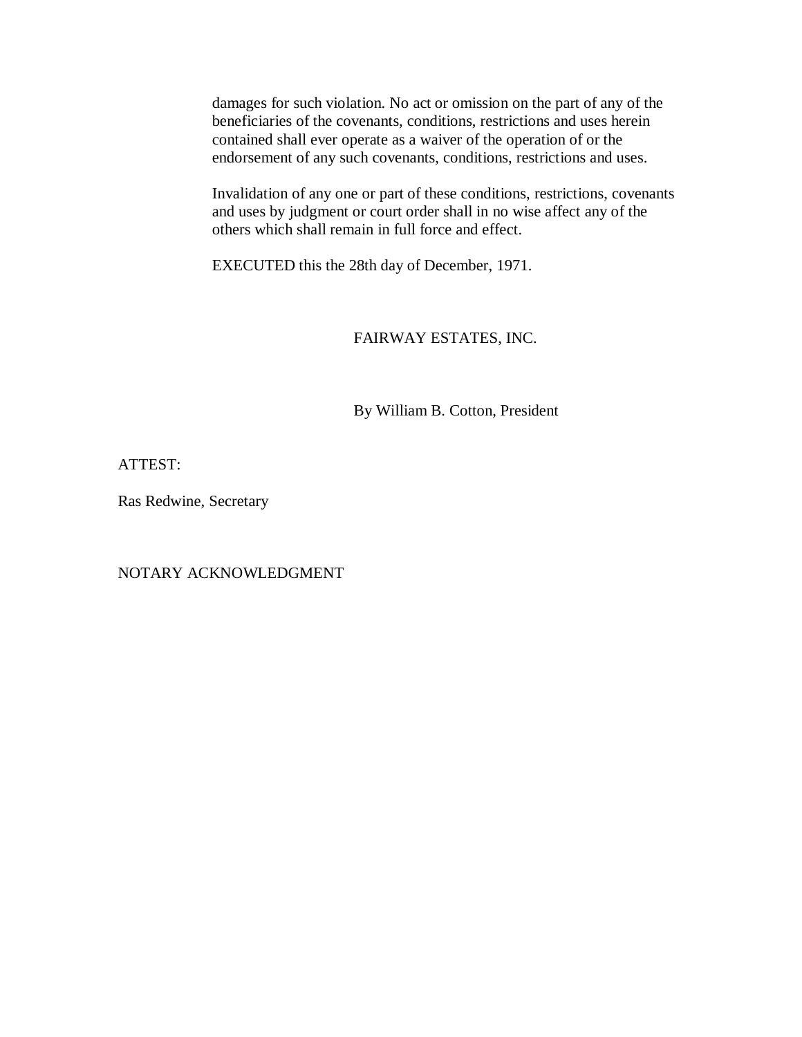damages for such violation. No act or omission on the part of any of the beneficiaries of the covenants, conditions, restrictions and uses herein contained shall ever operate as a waiver of the operation of or the endorsement of any such covenants, conditions, restrictions and uses.

Invalidation of any one or part of these conditions, restrictions, covenants and uses by judgment or court order shall in no wise affect any of the others which shall remain in full force and effect.

EXECUTED this the 28th day of December, 1971.

FAIRWAY ESTATES, INC.

By William B. Cotton, President

ATTEST:

Ras Redwine, Secretary

NOTARY ACKNOWLEDGMENT